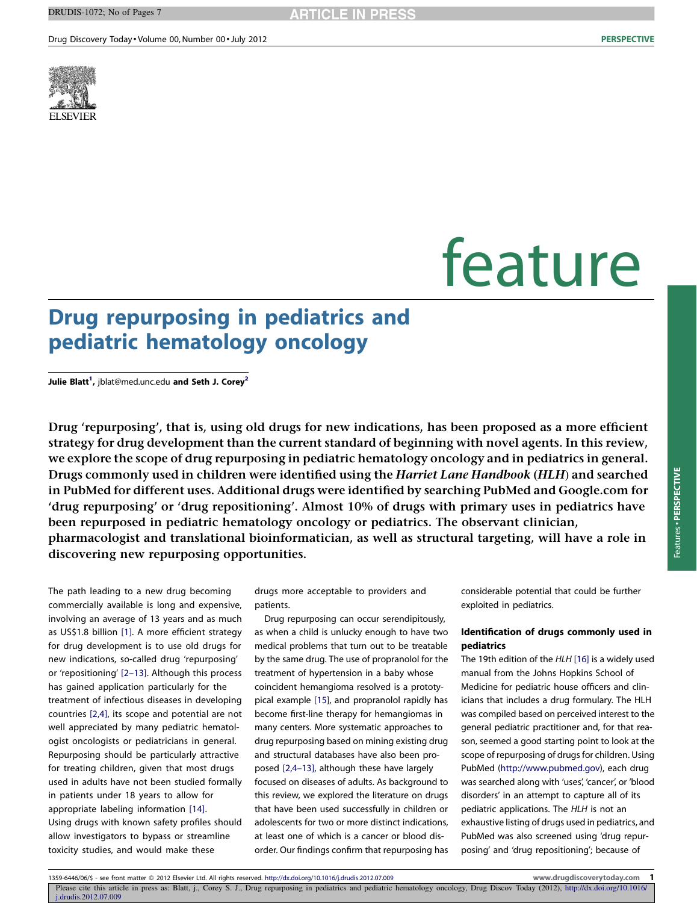feature

# Drug repurposing in pediatrics and pediatric hematology oncology

**Julie Blatt[1],** jblat@med.unc.edu **and Seth J. Corey[2]**

**Drug 'repurposing', that is, using old drugs for new indications, has been proposed as a more efficient strategy for drug development than the current standard of beginning with novel agents. In this review, we explore the scope of drug repurposing in pediatric hematology oncology and in pediatrics in general. Drugs commonly used in children were identified using the *Harriet Lane Handbook* (*HLH*) and searched in PubMed for different uses. Additional drugs were identified by searching PubMed and Google.com for 'drug repurposing' or 'drug repositioning'. Almost 10% of drugs with primary uses in pediatrics have been repurposed in pediatric hematology oncology or pediatrics. The observant clinician, pharmacologist and translational bioinformatician, as well as structural targeting, will have a role in discovering new repurposing opportunities.**

The path leading to a new drug becoming commercially available is long and expensive, involving an average of 13 years and as much as US$1.8 billion [1]. A more efficient strategy for drug development is to use old drugs for new indications, so-called drug 'repurposing' or 'repositioning' [2–13]. Although this process has gained application particularly for the treatment of infectious diseases in developing countries [2,4], its scope and potential are not well appreciated by many pediatric hematologist oncologists or pediatricians in general. Repurposing should be particularly attractive for treating children, given that most drugs used in adults have not been studied formally in patients under 18 years to allow for appropriate labeling information [14]. Using drugs with known safety profiles should allow investigators to bypass or streamline toxicity studies, and would make these drugs more acceptable to providers and patients.

Drug repurposing can occur serendipitously, as when a child is unlucky enough to have two medical problems that turn out to be treatable by the same drug. The use of propranolol for the treatment of hypertension in a baby whose coincident hemangioma resolved is a prototypical example [15], and propranolol rapidly has become first-line therapy for hemangiomas in many centers. More systematic approaches to drug repurposing based on mining existing drug and structural databases have also been proposed [2,4–13], although these have largely focused on diseases of adults. As background to this review, we explored the literature on drugs that have been used successfully in children or adolescents for two or more distinct indications, at least one of which is a cancer or blood disorder. Our findings confirm that repurposing has considerable potential that could be further exploited in pediatrics.

## Identification of drugs commonly used in pediatrics

The 19th edition of the *HLH* [16] is a widely used manual from the Johns Hopkins School of Medicine for pediatric house officers and clinicians that includes a drug formulary. The HLH was compiled based on perceived interest to the general pediatric practitioner and, for that reason, seemed a good starting point to look at the scope of repurposing of drugs for children. Using PubMed (http://www.pubmed.gov), each drug was searched along with 'uses', 'cancer', or 'blood disorders' in an attempt to capture all of its pediatric applications. The *HLH* is not an exhaustive listing of drugs used in pediatrics, and PubMed was also screened using 'drug repurposing' and 'drug repositioning'; because of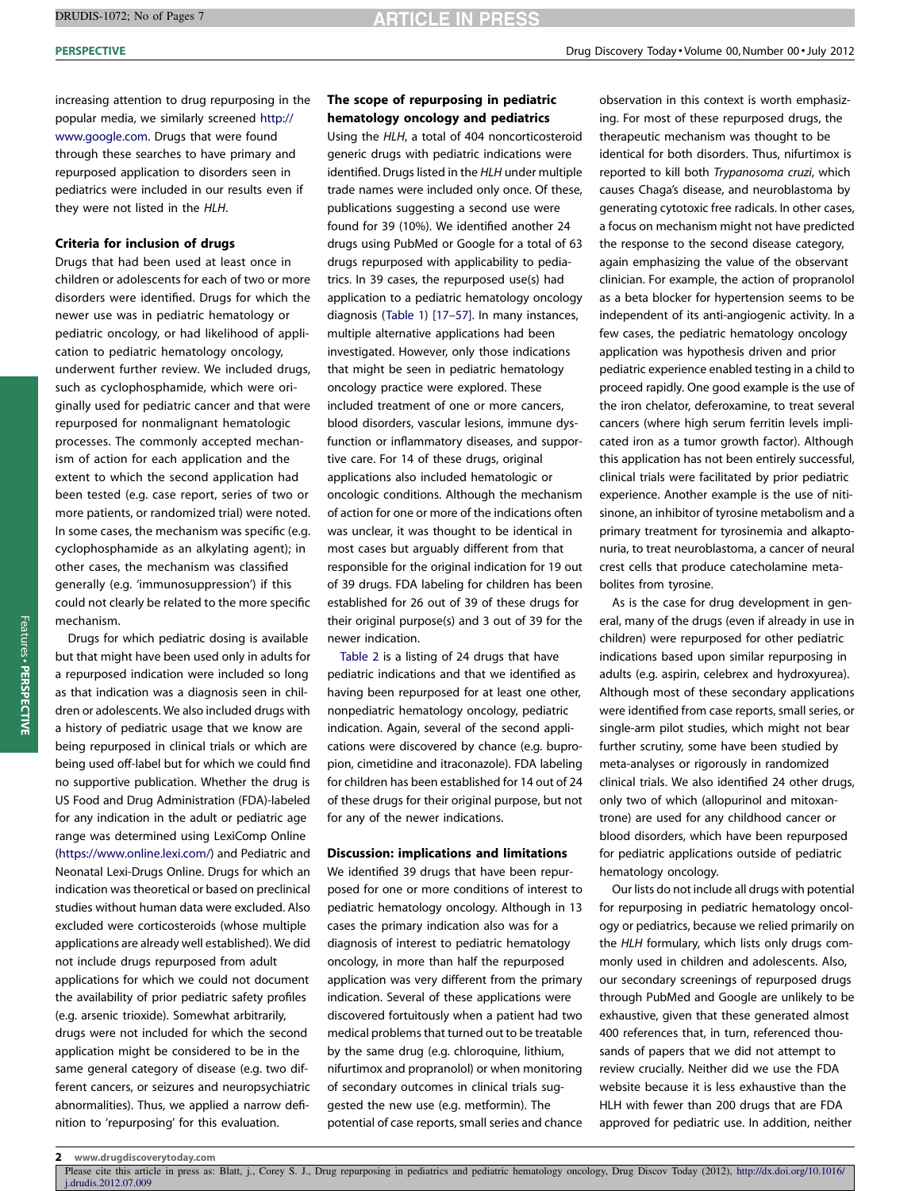increasing attention to drug repurposing in the popular media, we similarly screened http://www.google.com. Drugs that were found through these searches to have primary and repurposed application to disorders seen in pediatrics were included in our results even if they were not listed in the *HLH*.

#### Criteria for inclusion of drugs

Drugs that had been used at least once in children or adolescents for each of two or more disorders were identified. Drugs for which the newer use was in pediatric hematology or pediatric oncology, or had likelihood of application to pediatric hematology oncology, underwent further review. We included drugs, such as cyclophosphamide, which were originally used for pediatric cancer and that were repurposed for nonmalignant hematologic processes. The commonly accepted mechanism of action for each application and the extent to which the second application had been tested (e.g. case report, series of two or more patients, or randomized trial) were noted. In some cases, the mechanism was specific (e.g. cyclophosphamide as an alkylating agent); in other cases, the mechanism was classified generally (e.g. 'immunosuppression') if this could not clearly be related to the more specific mechanism.

Drugs for which pediatric dosing is available but that might have been used only in adults for a repurposed indication were included so long as that indication was a diagnosis seen in children or adolescents. We also included drugs with a history of pediatric usage that we know are being repurposed in clinical trials or which are being used off-label but for which we could find no supportive publication. Whether the drug is US Food and Drug Administration (FDA)-labeled for any indication in the adult or pediatric age range was determined using LexiComp Online (https://www.online.lexi.com/) and Pediatric and Neonatal Lexi-Drugs Online. Drugs for which an indication was theoretical or based on preclinical studies without human data were excluded. Also excluded were corticosteroids (whose multiple applications are already well established). We did not include drugs repurposed from adult applications for which we could not document the availability of prior pediatric safety profiles (e.g. arsenic trioxide). Somewhat arbitrarily, drugs were not included for which the second application might be considered to be in the same general category of disease (e.g. two different cancers, or seizures and neuropsychiatric abnormalities). Thus, we applied a narrow definition to 'repurposing' for this evaluation.

#### The scope of repurposing in pediatric hematology oncology and pediatrics

Using the *HLH*, a total of 404 noncorticosteroid generic drugs with pediatric indications were identified. Drugs listed in the *HLH* under multiple trade names were included only once. Of these, publications suggesting a second use were found for 39 (10%). We identified another 24 drugs using PubMed or Google for a total of 63 drugs repurposed with applicability to pediatrics. In 39 cases, the repurposed use(s) had application to a pediatric hematology oncology diagnosis (Table 1) [17–57]. In many instances, multiple alternative applications had been investigated. However, only those indications that might be seen in pediatric hematology oncology practice were explored. These included treatment of one or more cancers, blood disorders, vascular lesions, immune dysfunction or inflammatory diseases, and supportive care. For 14 of these drugs, original applications also included hematologic or oncologic conditions. Although the mechanism of action for one or more of the indications often was unclear, it was thought to be identical in most cases but arguably different from that responsible for the original indication for 19 out of 39 drugs. FDA labeling for children has been established for 26 out of 39 of these drugs for their original purpose(s) and 3 out of 39 for the newer indication.

Table 2 is a listing of 24 drugs that have pediatric indications and that we identified as having been repurposed for at least one other, nonpediatric hematology oncology, pediatric indication. Again, several of the second applications were discovered by chance (e.g. bupropion, cimetidine and itraconazole). FDA labeling for children has been established for 14 out of 24 of these drugs for their original purpose, but not for any of the newer indications.

#### Discussion: implications and limitations

We identified 39 drugs that have been repurposed for one or more conditions of interest to pediatric hematology oncology. Although in 13 cases the primary indication also was for a diagnosis of interest to pediatric hematology oncology, in more than half the repurposed application was very different from the primary indication. Several of these applications were discovered fortuitously when a patient had two medical problems that turned out to be treatable by the same drug (e.g. chloroquine, lithium, nifurtimox and propranolol) or when monitoring of secondary outcomes in clinical trials suggested the new use (e.g. metformin). The potential of case reports, small series and chance observation in this context is worth emphasizing. For most of these repurposed drugs, the therapeutic mechanism was thought to be identical for both disorders. Thus, nifurtimox is reported to kill both *Trypanosoma cruzi*, which causes Chaga's disease, and neuroblastoma by generating cytotoxic free radicals. In other cases, a focus on mechanism might not have predicted the response to the second disease category, again emphasizing the value of the observant clinician. For example, the action of propranolol as a beta blocker for hypertension seems to be independent of its anti-angiogenic activity. In a few cases, the pediatric hematology oncology application was hypothesis driven and prior pediatric experience enabled testing in a child to proceed rapidly. One good example is the use of the iron chelator, deferoxamine, to treat several cancers (where high serum ferritin levels implicated iron as a tumor growth factor). Although this application has not been entirely successful, clinical trials were facilitated by prior pediatric experience. Another example is the use of nitisinone, an inhibitor of tyrosine metabolism and a primary treatment for tyrosinemia and alkaptonuria, to treat neuroblastoma, a cancer of neural crest cells that produce catecholamine metabolites from tyrosine.

As is the case for drug development in general, many of the drugs (even if already in use in children) were repurposed for other pediatric indications based upon similar repurposing in adults (e.g. aspirin, celebrex and hydroxyurea). Although most of these secondary applications were identified from case reports, small series, or single-arm pilot studies, which might not bear further scrutiny, some have been studied by meta-analyses or rigorously in randomized clinical trials. We also identified 24 other drugs, only two of which (allopurinol and mitoxantrone) are used for any childhood cancer or blood disorders, which have been repurposed for pediatric applications outside of pediatric hematology oncology.

Our lists do not include all drugs with potential for repurposing in pediatric hematology oncology or pediatrics, because we relied primarily on the *HLH* formulary, which lists only drugs commonly used in children and adolescents. Also, our secondary screenings of repurposed drugs through PubMed and Google are unlikely to be exhaustive, given that these generated almost 400 references that, in turn, referenced thousands of papers that we did not attempt to review crucially. Neither did we use the FDA website because it is less exhaustive than the HLH with fewer than 200 drugs that are FDA approved for pediatric use. In addition, neither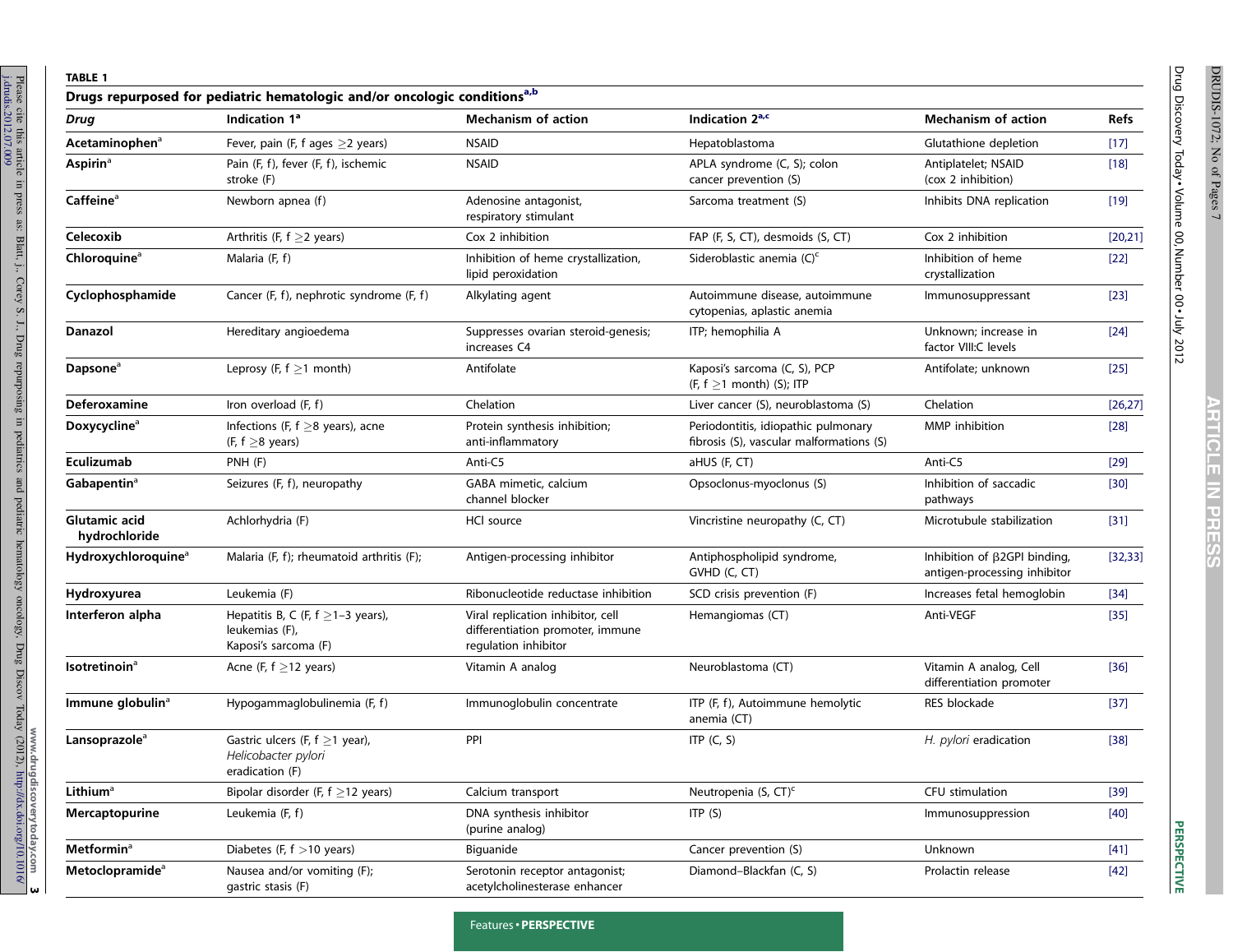**TABLE 1**

**Drugs repurposed for pediatric hematologic and/or oncologic conditions[a,b]**

| Drug | Indication 1[a] | Mechanism of action | Indication 2[a,c] | Mechanism of action | Refs |
|---|---|---|---|---|---|
| **Acetaminophen**[a] | Fever, pain (F, f ages ≥2 years) | NSAID | Hepatoblastoma | Glutathione depletion | [17] |
| **Aspirin**[a] | Pain (F, f), fever (F, f), ischemic stroke (F) | NSAID | APLA syndrome (C, S); colon cancer prevention (S) | Antiplatelet; NSAID (cox 2 inhibition) | [18] |
| **Caffeine**[a] | Newborn apnea (f) | Adenosine antagonist, respiratory stimulant | Sarcoma treatment (S) | Inhibits DNA replication | [19] |
| **Celecoxib** | Arthritis (F, f ≥2 years) | Cox 2 inhibition | FAP (F, S, CT), desmoids (S, CT) | Cox 2 inhibition | [20,21] |
| **Chloroquine**[a] | Malaria (F, f) | Inhibition of heme crystallization, lipid peroxidation | Sideroblastic anemia (C)[c] | Inhibition of heme crystallization | [22] |
| **Cyclophosphamide** | Cancer (F, f), nephrotic syndrome (F, f) | Alkylating agent | Autoimmune disease, autoimmune cytopenias, aplastic anemia | Immunosuppressant | [23] |
| **Danazol** | Hereditary angioedema | Suppresses ovarian steroid-genesis; increases C4 | ITP; hemophilia A | Unknown; increase in factor VIII:C levels | [24] |
| **Dapsone**[a] | Leprosy (F, f ≥1 month) | Antifolate | Kaposi's sarcoma (C, S), PCP (F, f ≥1 month) (S); ITP | Antifolate; unknown | [25] |
| **Deferoxamine** | Iron overload (F, f) | Chelation | Liver cancer (S), neuroblastoma (S) | Chelation | [26,27] |
| **Doxycycline**[a] | Infections (F, f ≥8 years), acne (F, f ≥8 years) | Protein synthesis inhibition; anti-inflammatory | Periodontitis, idiopathic pulmonary fibrosis (S), vascular malformations (S) | MMP inhibition | [28] |
| **Eculizumab** | PNH (F) | Anti-C5 | aHUS (F, CT) | Anti-C5 | [29] |
| **Gabapentin**[a] | Seizures (F, f), neuropathy | GABA mimetic, calcium channel blocker | Opsoclonus-myoclonus (S) | Inhibition of saccadic pathways | [30] |
| **Glutamic acid hydrochloride** | Achlorhydria (F) | HCl source | Vincristine neuropathy (C, CT) | Microtubule stabilization | [31] |
| **Hydroxychloroquine**[a] | Malaria (F, f); rheumatoid arthritis (F); | Antigen-processing inhibitor | Antiphospholipid syndrome, GVHD (C, CT) | Inhibition of β2GPI binding, antigen-processing inhibitor | [32,33] |
| **Hydroxyurea** | Leukemia (F) | Ribonucleotide reductase inhibition | SCD crisis prevention (F) | Increases fetal hemoglobin | [34] |
| **Interferon alpha** | Hepatitis B, C (F, f ≥1–3 years), leukemias (F), Kaposi's sarcoma (F) | Viral replication inhibitor, cell differentiation promoter, immune regulation inhibitor | Hemangiomas (CT) | Anti-VEGF | [35] |
| **Isotretinoin**[a] | Acne (F, f ≥12 years) | Vitamin A analog | Neuroblastoma (CT) | Vitamin A analog, Cell differentiation promoter | [36] |
| **Immune globulin**[a] | Hypogammaglobulinemia (F, f) | Immunoglobulin concentrate | ITP (F, f), Autoimmune hemolytic anemia (CT) | RES blockade | [37] |
| **Lansoprazole**[a] | Gastric ulcers (F, f ≥1 year), *Helicobacter pylori* eradication (F) | PPI | ITP (C, S) | *H. pylori* eradication | [38] |
| **Lithium**[a] | Bipolar disorder (F, f ≥12 years) | Calcium transport | Neutropenia (S, CT)[c] | CFU stimulation | [39] |
| **Mercaptopurine** | Leukemia (F, f) | DNA synthesis inhibitor (purine analog) | ITP (S) | Immunosuppression | [40] |
| **Metformin**[a] | Diabetes (F, f >10 years) | Biguanide | Cancer prevention (S) | Unknown | [41] |
| **Metoclopramide**[a] | Nausea and/or vomiting (F); gastric stasis (F) | Serotonin receptor antagonist; acetylcholinesterase enhancer | Diamond–Blackfan (C, S) | Prolactin release | [42] |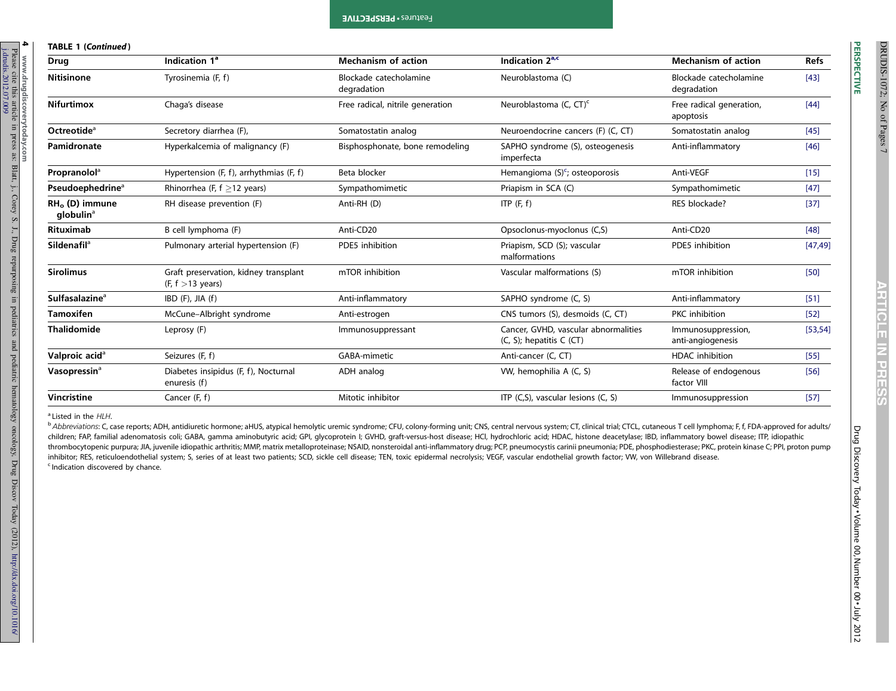**TABLE 1 (*Continued*)**

| Drug | Indication 1[a] | Mechanism of action | Indication 2[a,c] | Mechanism of action | Refs |
|---|---|---|---|---|---|
| **Nitisinone** | Tyrosinemia (F, f) | Blockade catecholamine degradation | Neuroblastoma (C) | Blockade catecholamine degradation | [43] |
| **Nifurtimox** | Chaga's disease | Free radical, nitrile generation | Neuroblastoma (C, CT)[c] | Free radical generation, apoptosis | [44] |
| **Octreotide**[a] | Secretory diarrhea (F), | Somatostatin analog | Neuroendocrine cancers (F) (C, CT) | Somatostatin analog | [45] |
| **Pamidronate** | Hyperkalcemia of malignancy (F) | Bisphosphonate, bone remodeling | SAPHO syndrome (S), osteogenesis imperfecta | Anti-inflammatory | [46] |
| **Propranolol**[a] | Hypertension (F, f), arrhythmias (F, f) | Beta blocker | Hemangioma (S)[c]; osteoporosis | Anti-VEGF | [15] |
| **Pseudoephedrine**[a] | Rhinorrhea (F, f ≥12 years) | Sympathomimetic | Priapism in SCA (C) | Sympathomimetic | [47] |
| **RH$_o$ (D) immune globulin**[a] | RH disease prevention (F) | Anti-RH (D) | ITP (F, f) | RES blockade? | [37] |
| **Rituximab** | B cell lymphoma (F) | Anti-CD20 | Opsoclonus-myoclonus (C,S) | Anti-CD20 | [48] |
| **Sildenafil**[a] | Pulmonary arterial hypertension (F) | PDE5 inhibition | Priapism, SCD (S); vascular malformations | PDE5 inhibition | [47,49] |
| **Sirolimus** | Graft preservation, kidney transplant (F, f >13 years) | mTOR inhibition | Vascular malformations (S) | mTOR inhibition | [50] |
| **Sulfasalazine**[a] | IBD (F), JIA (f) | Anti-inflammatory | SAPHO syndrome (C, S) | Anti-inflammatory | [51] |
| **Tamoxifen** | McCune–Albright syndrome | Anti-estrogen | CNS tumors (S), desmoids (C, CT) | PKC inhibition | [52] |
| **Thalidomide** | Leprosy (F) | Immunosuppressant | Cancer, GVHD, vascular abnormalities (C, S); hepatitis C (CT) | Immunosuppression, anti-angiogenesis | [53,54] |
| **Valproic acid**[a] | Seizures (F, f) | GABA-mimetic | Anti-cancer (C, CT) | HDAC inhibition | [55] |
| **Vasopressin**[a] | Diabetes insipidus (F, f), Nocturnal enuresis (f) | ADH analog | VW, hemophilia A (C, S) | Release of endogenous factor VIII | [56] |
| **Vincristine** | Cancer (F, f) | Mitotic inhibitor | ITP (C,S), vascular lesions (C, S) | Immunosuppression | [57] |

[a] Listed in the *HLH*.

[b] *Abbreviations*: C, case reports; ADH, antidiuretic hormone; aHUS, atypical hemolytic uremic syndrome; CFU, colony-forming unit; CNS, central nervous system; CT, clinical trial; CTCL, cutaneous T cell lymphoma; F, f, FDA-approved for adults/children; FAP, familial adenomatosis coli; GABA, gamma aminobutyric acid; GPI, glycoprotein I; GVHD, graft-versus-host disease; HCl, hydrochloric acid; HDAC, histone deacetylase; IBD, inflammatory bowel disease; ITP, idiopathic thrombocytopenic purpura; JIA, juvenile idiopathic arthritis; MMP, matrix metalloproteinase; NSAID, nonsteroidal anti-inflammatory drug; PCP, pneumocystis carinii pneumonia; PDE, phosphodiesterase; PKC, protein kinase C; PPI, proton pump inhibitor; RES, reticuloendothelial system; S, series of at least two patients; SCD, sickle cell disease; TEN, toxic epidermal necrolysis; VEGF, vascular endothelial growth factor; VW, von Willebrand disease.

[c] Indication discovered by chance.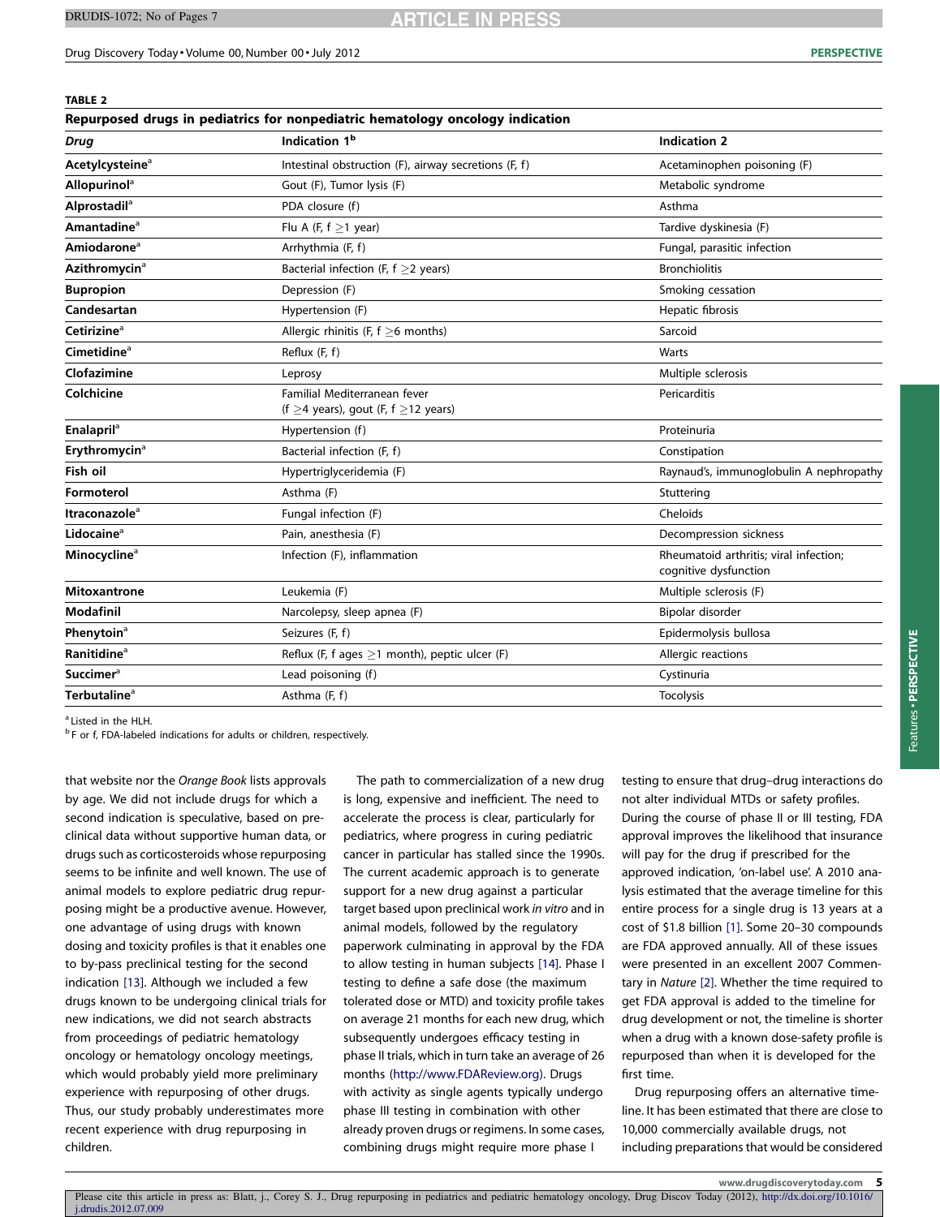**TABLE 2**

**Repurposed drugs in pediatrics for nonpediatric hematology oncology indication**

| *Drug* | Indication 1[b] | Indication 2 |
|---|---|---|
| **Acetylcysteine**[a] | Intestinal obstruction (F), airway secretions (F, f) | Acetaminophen poisoning (F) |
| **Allopurinol**[a] | Gout (F), Tumor lysis (F) | Metabolic syndrome |
| **Alprostadil**[a] | PDA closure (f) | Asthma |
| **Amantadine**[a] | Flu A (F, f ≥1 year) | Tardive dyskinesia (F) |
| **Amiodarone**[a] | Arrhythmia (F, f) | Fungal, parasitic infection |
| **Azithromycin**[a] | Bacterial infection (F, f ≥2 years) | Bronchiolitis |
| **Bupropion** | Depression (F) | Smoking cessation |
| **Candesartan** | Hypertension (F) | Hepatic fibrosis |
| **Cetirizine**[a] | Allergic rhinitis (F, f ≥6 months) | Sarcoid |
| **Cimetidine**[a] | Reflux (F, f) | Warts |
| **Clofazimine** | Leprosy | Multiple sclerosis |
| **Colchicine** | Familial Mediterranean fever (f ≥4 years), gout (F, f ≥12 years) | Pericarditis |
| **Enalapril**[a] | Hypertension (f) | Proteinuria |
| **Erythromycin**[a] | Bacterial infection (F, f) | Constipation |
| **Fish oil** | Hypertriglyceridemia (F) | Raynaud's, immunoglobulin A nephropathy |
| **Formoterol** | Asthma (F) | Stuttering |
| **Itraconazole**[a] | Fungal infection (F) | Cheloids |
| **Lidocaine**[a] | Pain, anesthesia (F) | Decompression sickness |
| **Minocycline**[a] | Infection (F), inflammation | Rheumatoid arthritis; viral infection; cognitive dysfunction |
| **Mitoxantrone** | Leukemia (F) | Multiple sclerosis (F) |
| **Modafinil** | Narcolepsy, sleep apnea (F) | Bipolar disorder |
| **Phenytoin**[a] | Seizures (F, f) | Epidermolysis bullosa |
| **Ranitidine**[a] | Reflux (F, f ages ≥1 month), peptic ulcer (F) | Allergic reactions |
| **Succimer**[a] | Lead poisoning (f) | Cystinuria |
| **Terbutaline**[a] | Asthma (F, f) | Tocolysis |

[a] Listed in the HLH.
[b] F or f, FDA-labeled indications for adults or children, respectively.

that website nor the *Orange Book* lists approvals by age. We did not include drugs for which a second indication is speculative, based on preclinical data without supportive human data, or drugs such as corticosteroids whose repurposing seems to be infinite and well known. The use of animal models to explore pediatric drug repurposing might be a productive avenue. However, one advantage of using drugs with known dosing and toxicity profiles is that it enables one to by-pass preclinical testing for the second indication [13]. Although we included a few drugs known to be undergoing clinical trials for new indications, we did not search abstracts from proceedings of pediatric hematology oncology or hematology oncology meetings, which would probably yield more preliminary experience with repurposing of other drugs. Thus, our study probably underestimates more recent experience with drug repurposing in children.

The path to commercialization of a new drug is long, expensive and inefficient. The need to accelerate the process is clear, particularly for pediatrics, where progress in curing pediatric cancer in particular has stalled since the 1990s. The current academic approach is to generate support for a new drug against a particular target based upon preclinical work *in vitro* and in animal models, followed by the regulatory paperwork culminating in approval by the FDA to allow testing in human subjects [14]. Phase I testing to define a safe dose (the maximum tolerated dose or MTD) and toxicity profile takes on average 21 months for each new drug, which subsequently undergoes efficacy testing in phase II trials, which in turn take an average of 26 months (http://www.FDAReview.org). Drugs with activity as single agents typically undergo phase III testing in combination with other already proven drugs or regimens. In some cases, combining drugs might require more phase I testing to ensure that drug–drug interactions do not alter individual MTDs or safety profiles. During the course of phase II or III testing, FDA approval improves the likelihood that insurance will pay for the drug if prescribed for the approved indication, 'on-label use'. A 2010 analysis estimated that the average timeline for this entire process for a single drug is 13 years at a cost of $1.8 billion [1]. Some 20–30 compounds are FDA approved annually. All of these issues were presented in an excellent 2007 Commentary in *Nature* [2]. Whether the time required to get FDA approval is added to the timeline for drug development or not, the timeline is shorter when a drug with a known dose-safety profile is repurposed than when it is developed for the first time.

Drug repurposing offers an alternative timeline. It has been estimated that there are close to 10,000 commercially available drugs, not including preparations that would be considered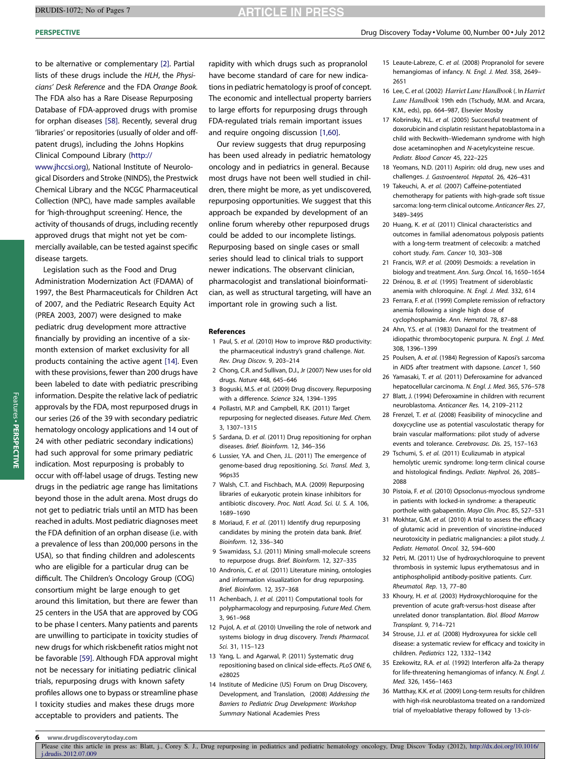to be alternative or complementary [2]. Partial lists of these drugs include the *HLH*, the *Physicians' Desk Reference* and the FDA *Orange Book*. The FDA also has a Rare Disease Repurposing Database of FDA-approved drugs with promise for orphan diseases [58]. Recently, several drug 'libraries' or repositories (usually of older and off-patent drugs), including the Johns Hopkins Clinical Compound Library (http://www.jhccsi.org), National Institute of Neurological Disorders and Stroke (NINDS), the Prestwick Chemical Library and the NCGC Pharmaceutical Collection (NPC), have made samples available for 'high-throughput screening'. Hence, the activity of thousands of drugs, including recently approved drugs that might not yet be commercially available, can be tested against specific disease targets.

Legislation such as the Food and Drug Administration Modernization Act (FDAMA) of 1997, the Best Pharmaceuticals for Children Act of 2007, and the Pediatric Research Equity Act (PREA 2003, 2007) were designed to make pediatric drug development more attractive financially by providing an incentive of a six-month extension of market exclusivity for all products containing the active agent [14]. Even with these provisions, fewer than 200 drugs have been labeled to date with pediatric prescribing information. Despite the relative lack of pediatric approvals by the FDA, most repurposed drugs in our series (26 of the 39 with secondary pediatric hematology oncology applications and 14 out of 24 with other pediatric secondary indications) had such approval for some primary pediatric indication. Most repurposing is probably to occur with off-label usage of drugs. Testing new drugs in the pediatric age range has limitations beyond those in the adult arena. Most drugs do not get to pediatric trials until an MTD has been reached in adults. Most pediatric diagnoses meet the FDA definition of an orphan disease (i.e. with a prevalence of less than 200,000 persons in the USA), so that finding children and adolescents who are eligible for a particular drug can be difficult. The Children's Oncology Group (COG) consortium might be large enough to get around this limitation, but there are fewer than 25 centers in the USA that are approved by COG to be phase I centers. Many patients and parents are unwilling to participate in toxicity studies of new drugs for which risk:benefit ratios might not be favorable [59]. Although FDA approval might not be necessary for initiating pediatric clinical trials, repurposing drugs with known safety profiles allows one to bypass or streamline phase I toxicity studies and makes these drugs more acceptable to providers and patients. The rapidity with which drugs such as propranolol have become standard of care for new indications in pediatric hematology is proof of concept. The economic and intellectual property barriers to large efforts for repurposing drugs through FDA-regulated trials remain important issues and require ongoing discussion [1,60].

Our review suggests that drug repurposing has been used already in pediatric hematology oncology and in pediatrics in general. Because most drugs have not been well studied in children, there might be more, as yet undiscovered, repurposing opportunities. We suggest that this approach be expanded by development of an online forum whereby other repurposed drugs could be added to our incomplete listings. Repurposing based on single cases or small series should lead to clinical trials to support newer indications. The observant clinician, pharmacologist and translational bioinformatician, as well as structural targeting, will have an important role in growing such a list.

## References

1 Paul, S. *et al.* (2010) How to improve R&D productivity: the pharmaceutical industry's grand challenge. *Nat. Rev. Drug Discov.* 9, 203–214

2 Chong, C.R. and Sullivan, D.J., Jr (2007) New uses for old drugs. *Nature* 448, 645–646

3 Boguski, M.S. *et al.* (2009) Drug discovery. Repurposing with a difference. *Science* 324, 1394–1395

4 Pollastri, M.P. and Campbell, R.K. (2011) Target repurposing for neglected diseases. *Future Med. Chem.* 3, 1307–1315

5 Sardana, D. *et al.* (2011) Drug repositioning for orphan diseases. *Brief. Bioinform.* 12, 346–356

6 Lussier, Y.A. and Chen, J.L. (2011) The emergence of genome-based drug repositioning. *Sci. Transl. Med.* 3, 96ps35

7 Walsh, C.T. and Fischbach, M.A. (2009) Repurposing libraries of eukaryotic protein kinase inhibitors for antibiotic discovery. *Proc. Natl. Acad. Sci. U. S. A.* 106, 1689–1690

8 Moriaud, F. *et al.* (2011) Identify drug repurposing candidates by mining the protein data bank. *Brief. Bioinform.* 12, 336–340

9 Swamidass, S.J. (2011) Mining small-molecule screens to repurpose drugs. *Brief. Bioinform.* 12, 327–335

10 Andronis, C. *et al.* (2011) Literature mining, ontologies and information visualization for drug repurposing. *Brief. Bioinform.* 12, 357–368

11 Achenbach, J. *et al.* (2011) Computational tools for polypharmacology and repurposing. *Future Med. Chem.* 3, 961–968

12 Pujol, A. *et al.* (2010) Unveiling the role of network and systems biology in drug discovery. *Trends Pharmacol. Sci.* 31, 115–123

13 Yang, L. and Agarwal, P. (2011) Systematic drug repositioning based on clinical side-effects. *PLoS ONE* 6, e28025

14 Institute of Medicine (US) Forum on Drug Discovery, Development, and Translation, (2008) *Addressing the Barriers to Pediatric Drug Development: Workshop Summary* National Academies Press

15 Leaute-Labreze, C. *et al.* (2008) Propranolol for severe hemangiomas of infancy. *N. Engl. J. Med.* 358, 2649–2651

16 Lee, C. *et al.* (2002) *Harriet Lane Handbook* (. In *Harriet Lane Handbook* 19th edn (Tschudy, M.M. and Arcara, K.M., eds), pp. 664–987, Elsevier Mosby

17 Kobrinsky, N.L. *et al.* (2005) Successful treatment of doxorubicin and cisplatin resistant hepatoblastoma in a child with Beckwith–Wiedemann syndrome with high dose acetaminophen and *N*-acetylcysteine rescue. *Pediatr. Blood Cancer* 45, 222–225

18 Yeomans, N.D. (2011) Aspirin: old drug, new uses and challenges. *J. Gastroenterol. Hepatol.* 26, 426–431

19 Takeuchi, A. *et al.* (2007) Caffeine-potentiated chemotherapy for patients with high-grade soft tissue sarcoma: long-term clinical outcome. *Anticancer Res.* 27, 3489–3495

20 Huang, K. *et al.* (2011) Clinical characteristics and outcomes in familial adenomatous polyposis patients with a long-term treatment of celecoxib: a matched cohort study. *Fam. Cancer* 10, 303–308

21 Francis, W.P. *et al.* (2009) Desmoids: a revelation in biology and treatment. *Ann. Surg. Oncol.* 16, 1650–1654

22 Drénou, B. *et al.* (1995) Treatment of sideroblastic anemia with chloroquine. *N. Engl. J. Med.* 332, 614

23 Ferrara, F. *et al.* (1999) Complete remission of refractory anemia following a single high dose of cyclophosphamide. *Ann. Hematol.* 78, 87–88

24 Ahn, Y.S. *et al.* (1983) Danazol for the treatment of idiopathic thrombocytopenic purpura. *N. Engl. J. Med.* 308, 1396–1399

25 Poulsen, A. *et al.* (1984) Regression of Kaposi's sarcoma in AIDS after treatment with dapsone. *Lancet* 1, 560

26 Yamasaki, T. *et al.* (2011) Deferoxamine for advanced hepatocellular carcinoma. *N. Engl. J. Med.* 365, 576–578

27 Blatt, J. (1994) Deferoxamine in children with recurrent neuroblastoma. *Anticancer Res.* 14, 2109–2112

28 Frenzel, T. *et al.* (2008) Feasibility of minocycline and doxycycline use as potential vasculostatic therapy for brain vascular malformations: pilot study of adverse events and tolerance. *Cerebrovasc. Dis.* 25, 157–163

29 Tschumi, S. *et al.* (2011) Eculizumab in atypical hemolytic uremic syndrome: long-term clinical course and histological findings. *Pediatr. Nephrol.* 26, 2085–2088

30 Pistoia, F. *et al.* (2010) Opsoclonus-myoclous syndrome in patients with locked-in syndrome: a therapeutic porthole with gabapentin. *Mayo Clin. Proc.* 85, 527–531

31 Mokhtar, G.M. *et al.* (2010) A trial to assess the efficacy of glutamic acid in prevention of vincristine-induced neurotoxicity in pediatric malignancies: a pilot study. *J. Pediatr. Hematol. Oncol.* 32, 594–600

32 Petri, M. (2011) Use of hydroxychloroquine to prevent thrombosis in systemic lupus erythematosus and in antiphospholipid antibody-positive patients. *Curr. Rheumatol. Rep.* 13, 77–80

33 Khoury, H. *et al.* (2003) Hydroxychloroquine for the prevention of acute graft-versus-host disease after unrelated donor transplantation. *Biol. Blood Marrow Transplant.* 9, 714–721

34 Strouse, J.J. *et al.* (2008) Hydroxyurea for sickle cell disease: a systematic review for efficacy and toxicity in children. *Pediatrics* 122, 1332–1342

35 Ezekowitz, R.A. *et al.* (1992) Interferon alfa-2a therapy for life-threatening hemangiomas of infancy. *N. Engl. J. Med.* 326, 1456–1463

36 Matthay, K.K. *et al.* (2009) Long-term results for children with high-risk neuroblastoma treated on a randomized trial of myeloablative therapy followed by 13-*cis*-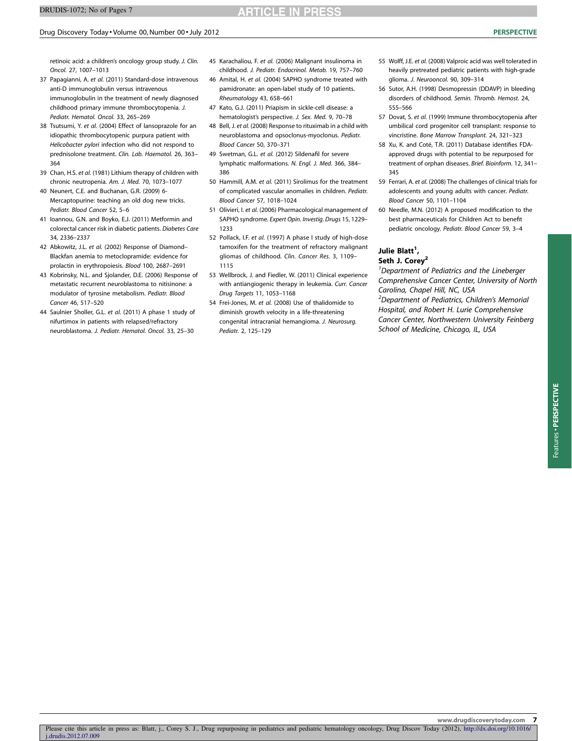retinoic acid: a children's oncology group study. *J. Clin. Oncol.* 27, 1007–1013

37 Papagianni, A. *et al.* (2011) Standard-dose intravenous anti-D immunoglobulin versus intravenous immunoglobulin in the treatment of newly diagnosed childhood primary immune thrombocytopenia. *J. Pediatr. Hematol. Oncol.* 33, 265–269

38 Tsutsumi, Y. *et al.* (2004) Effect of lansoprazole for an idiopathic thrombocytopenic purpura patient with *Helicobacter pylori* infection who did not respond to prednisolone treatment. *Clin. Lab. Haematol.* 26, 363–364

39 Chan, H.S. *et al.* (1981) Lithium therapy of children with chronic neutropenia. *Am. J. Med.* 70, 1073–1077

40 Neunert, C.E. and Buchanan, G.R. (2009) 6-Mercaptopurine: teaching an old dog new tricks. *Pediatr. Blood Cancer* 52, 5–6

41 Ioannou, G.N. and Boyko, E.J. (2011) Metformin and colorectal cancer risk in diabetic patients. *Diabetes Care* 34, 2336–2337

42 Abkowitz, J.L. *et al.* (2002) Response of Diamond–Blackfan anemia to metoclopramide: evidence for prolactin in erythropoiesis. *Blood* 100, 2687–2691

43 Kobrinsky, N.L. and Sjolander, D.E. (2006) Response of metastatic recurrent neuroblastoma to nitisinone: a modulator of tyrosine metabolism. *Pediatr. Blood Cancer* 46, 517–520

44 Saulnier Sholler, G.L. *et al.* (2011) A phase 1 study of nifurtimox in patients with relapsed/refractory neuroblastoma. *J. Pediatr. Hematol. Oncol.* 33, 25–30

45 Karachaliou, F. *et al.* (2006) Malignant insulinoma in childhood. *J. Pediatr. Endocrinol. Metab.* 19, 757–760

46 Amital, H. *et al.* (2004) SAPHO syndrome treated with pamidronate: an open-label study of 10 patients. *Rheumatology* 43, 658–661

47 Kato, G.J. (2011) Priapism in sickle-cell disease: a hematologist's perspective. *J. Sex. Med.* 9, 70–78

48 Bell, J. *et al.* (2008) Response to rituximab in a child with neuroblastoma and opsoclonus-myoclonus. *Pediatr. Blood Cancer* 50, 370–371

49 Swetman, G.L. *et al.* (2012) Sildenafil for severe lymphatic malformations. *N. Engl. J. Med.* 366, 384–386

50 Hammill, A.M. *et al.* (2011) Sirolimus for the treatment of complicated vascular anomalies in children. *Pediatr. Blood Cancer* 57, 1018–1024

51 Olivieri, I. *et al.* (2006) Pharmacological management of SAPHO syndrome. *Expert Opin. Investig. Drugs* 15, 1229–1233

52 Pollack, I.F. *et al.* (1997) A phase I study of high-dose tamoxifen for the treatment of refractory malignant gliomas of childhood. *Clin. Cancer Res.* 3, 1109–1115

53 Wellbrock, J. and Fiedler, W. (2011) Clinical experience with antiangiogenic therapy in leukemia. *Curr. Cancer Drug Targets* 11, 1053–1168

54 Frei-Jones, M. *et al.* (2008) Use of thalidomide to diminish growth velocity in a life-threatening congenital intracranial hemangioma. *J. Neurosurg. Pediatr.* 2, 125–129

55 Wolff, J.E. *et al.* (2008) Valproic acid was well tolerated in heavily pretreated pediatric patients with high-grade glioma. *J. Neurooncol.* 90, 309–314

56 Sutor, A.H. (1998) Desmopressin (DDAVP) in bleeding disorders of childhood. *Semin. Thromb. Hemost.* 24, 555–566

57 Dovat, S. *et al.* (1999) Immune thrombocytopenia after umbilical cord progenitor cell transplant: response to vincristine. *Bone Marrow Transplant.* 24, 321–323

58 Xu, K. and Coté, T.R. (2011) Database identifies FDA-approved drugs with potential to be repurposed for treatment of orphan diseases. *Brief. Bioinform.* 12, 341–345

59 Ferrari, A. *et al.* (2008) The challenges of clinical trials for adolescents and young adults with cancer. *Pediatr. Blood Cancer* 50, 1101–1104

60 Needle, M.N. (2012) A proposed modification to the best pharmaceuticals for Children Act to benefit pediatric oncology. *Pediatr. Blood Cancer* 59, 3–4

**Julie Blatt[1], Seth J. Corey[2]**

[1]*Department of Pediatrics and the Lineberger Comprehensive Cancer Center, University of North Carolina, Chapel Hill, NC, USA*

[2]*Department of Pediatrics, Children's Memorial Hospital, and Robert H. Lurie Comprehensive Cancer Center, Northwestern University Feinberg School of Medicine, Chicago, IL, USA*

Please cite this article in press as: Blatt, j., Corey S. J., Drug repurposing in pediatrics and pediatric hematology oncology, Drug Discov Today (2012), http://dx.doi.org/10.1016/j.drudis.2012.07.009